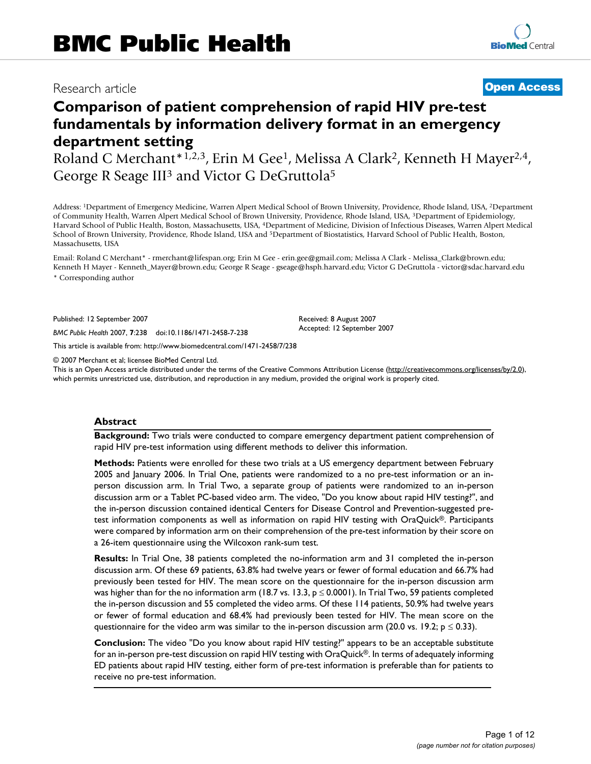# BMC Public Health

Research article

**Open Access**

# Comparison of patient comprehension of rapid HIV pre-test fundamentals by information delivery format in an emergency department setting

Roland C Merchant*[1,2,3], Erin M Gee[1], Melissa A Clark[2], Kenneth H Mayer[2,4], George R Seage III[3] and Victor G DeGruttola[5]

Address: [1]Department of Emergency Medicine, Warren Alpert Medical School of Brown University, Providence, Rhode Island, USA, [2]Department of Community Health, Warren Alpert Medical School of Brown University, Providence, Rhode Island, USA, [3]Department of Epidemiology, Harvard School of Public Health, Boston, Massachusetts, USA, [4]Department of Medicine, Division of Infectious Diseases, Warren Alpert Medical School of Brown University, Providence, Rhode Island, USA and [5]Department of Biostatistics, Harvard School of Public Health, Boston, Massachusetts, USA

Email: Roland C Merchant* - rmerchant@lifespan.org; Erin M Gee - erin.gee@gmail.com; Melissa A Clark - Melissa_Clark@brown.edu; Kenneth H Mayer - Kenneth_Mayer@brown.edu; George R Seage - gseage@hsph.harvard.edu; Victor G DeGruttola - victor@sdac.harvard.edu

* Corresponding author

Published: 12 September 2007

*BMC Public Health* 2007, **7**:238 doi:10.1186/1471-2458-7-238

Received: 8 August 2007
Accepted: 12 September 2007

This article is available from: http://www.biomedcentral.com/1471-2458/7/238

© 2007 Merchant et al; licensee BioMed Central Ltd.
This is an Open Access article distributed under the terms of the Creative Commons Attribution License (http://creativecommons.org/licenses/by/2.0), which permits unrestricted use, distribution, and reproduction in any medium, provided the original work is properly cited.

## Abstract

**Background:** Two trials were conducted to compare emergency department patient comprehension of rapid HIV pre-test information using different methods to deliver this information.

**Methods:** Patients were enrolled for these two trials at a US emergency department between February 2005 and January 2006. In Trial One, patients were randomized to a no pre-test information or an in-person discussion arm. In Trial Two, a separate group of patients were randomized to an in-person discussion arm or a Tablet PC-based video arm. The video, "Do you know about rapid HIV testing?", and the in-person discussion contained identical Centers for Disease Control and Prevention-suggested pre-test information components as well as information on rapid HIV testing with OraQuick®. Participants were compared by information arm on their comprehension of the pre-test information by their score on a 26-item questionnaire using the Wilcoxon rank-sum test.

**Results:** In Trial One, 38 patients completed the no-information arm and 31 completed the in-person discussion arm. Of these 69 patients, 63.8% had twelve years or fewer of formal education and 66.7% had previously been tested for HIV. The mean score on the questionnaire for the in-person discussion arm was higher than for the no information arm (18.7 vs. 13.3, $p \leq 0.0001$). In Trial Two, 59 patients completed the in-person discussion and 55 completed the video arms. Of these 114 patients, 50.9% had twelve years or fewer of formal education and 68.4% had previously been tested for HIV. The mean score on the questionnaire for the video arm was similar to the in-person discussion arm (20.0 vs. 19.2; $p \leq 0.33$).

**Conclusion:** The video "Do you know about rapid HIV testing?" appears to be an acceptable substitute for an in-person pre-test discussion on rapid HIV testing with OraQuick®. In terms of adequately informing ED patients about rapid HIV testing, either form of pre-test information is preferable than for patients to receive no pre-test information.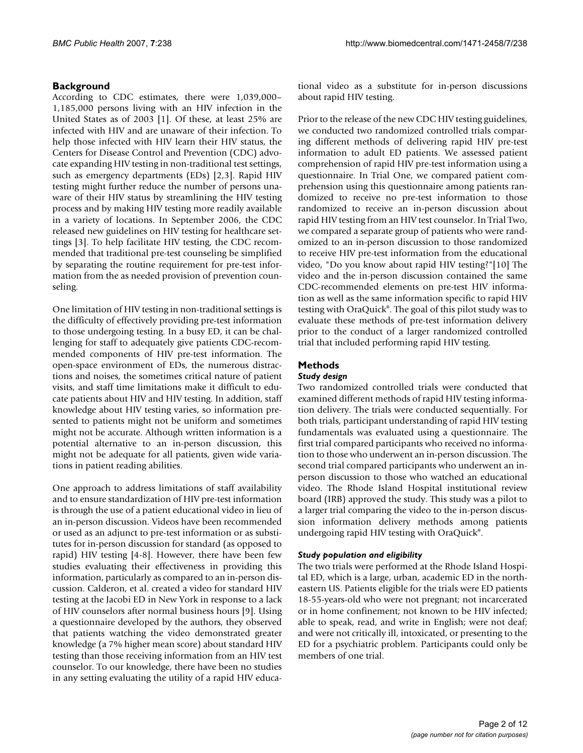## Background

According to CDC estimates, there were 1,039,000–1,185,000 persons living with an HIV infection in the United States as of 2003 [1]. Of these, at least 25% are infected with HIV and are unaware of their infection. To help those infected with HIV learn their HIV status, the Centers for Disease Control and Prevention (CDC) advocate expanding HIV testing in non-traditional test settings, such as emergency departments (EDs) [2,3]. Rapid HIV testing might further reduce the number of persons unaware of their HIV status by streamlining the HIV testing process and by making HIV testing more readily available in a variety of locations. In September 2006, the CDC released new guidelines on HIV testing for healthcare settings [3]. To help facilitate HIV testing, the CDC recommended that traditional pre-test counseling be simplified by separating the routine requirement for pre-test information from the as needed provision of prevention counseling.

One limitation of HIV testing in non-traditional settings is the difficulty of effectively providing pre-test information to those undergoing testing. In a busy ED, it can be challenging for staff to adequately give patients CDC-recommended components of HIV pre-test information. The open-space environment of EDs, the numerous distractions and noises, the sometimes critical nature of patient visits, and staff time limitations make it difficult to educate patients about HIV and HIV testing. In addition, staff knowledge about HIV testing varies, so information presented to patients might not be uniform and sometimes might not be accurate. Although written information is a potential alternative to an in-person discussion, this might not be adequate for all patients, given wide variations in patient reading abilities.

One approach to address limitations of staff availability and to ensure standardization of HIV pre-test information is through the use of a patient educational video in lieu of an in-person discussion. Videos have been recommended or used as an adjunct to pre-test information or as substitutes for in-person discussion for standard (as opposed to rapid) HIV testing [4-8]. However, there have been few studies evaluating their effectiveness in providing this information, particularly as compared to an in-person discussion. Calderon, et al. created a video for standard HIV testing at the Jacobi ED in New York in response to a lack of HIV counselors after normal business hours [9]. Using a questionnaire developed by the authors, they observed that patients watching the video demonstrated greater knowledge (a 7% higher mean score) about standard HIV testing than those receiving information from an HIV test counselor. To our knowledge, there have been no studies in any setting evaluating the utility of a rapid HIV educational video as a substitute for in-person discussions about rapid HIV testing.

Prior to the release of the new CDC HIV testing guidelines, we conducted two randomized controlled trials comparing different methods of delivering rapid HIV pre-test information to adult ED patients. We assessed patient comprehension of rapid HIV pre-test information using a questionnaire. In Trial One, we compared patient comprehension using this questionnaire among patients randomized to receive no pre-test information to those randomized to receive an in-person discussion about rapid HIV testing from an HIV test counselor. In Trial Two, we compared a separate group of patients who were randomized to an in-person discussion to those randomized to receive HIV pre-test information from the educational video, "Do you know about rapid HIV testing?"[10] The video and the in-person discussion contained the same CDC-recommended elements on pre-test HIV information as well as the same information specific to rapid HIV testing with OraQuick®. The goal of this pilot study was to evaluate these methods of pre-test information delivery prior to the conduct of a larger randomized controlled trial that included performing rapid HIV testing.

## Methods

### *Study design*

Two randomized controlled trials were conducted that examined different methods of rapid HIV testing information delivery. The trials were conducted sequentially. For both trials, participant understanding of rapid HIV testing fundamentals was evaluated using a questionnaire. The first trial compared participants who received no information to those who underwent an in-person discussion. The second trial compared participants who underwent an in-person discussion to those who watched an educational video. The Rhode Island Hospital institutional review board (IRB) approved the study. This study was a pilot to a larger trial comparing the video to the in-person discussion information delivery methods among patients undergoing rapid HIV testing with OraQuick®.

### *Study population and eligibility*

The two trials were performed at the Rhode Island Hospital ED, which is a large, urban, academic ED in the northeastern US. Patients eligible for the trials were ED patients 18-55-years-old who were not pregnant; not incarcerated or in home confinement; not known to be HIV infected; able to speak, read, and write in English; were not deaf; and were not critically ill, intoxicated, or presenting to the ED for a psychiatric problem. Participants could only be members of one trial.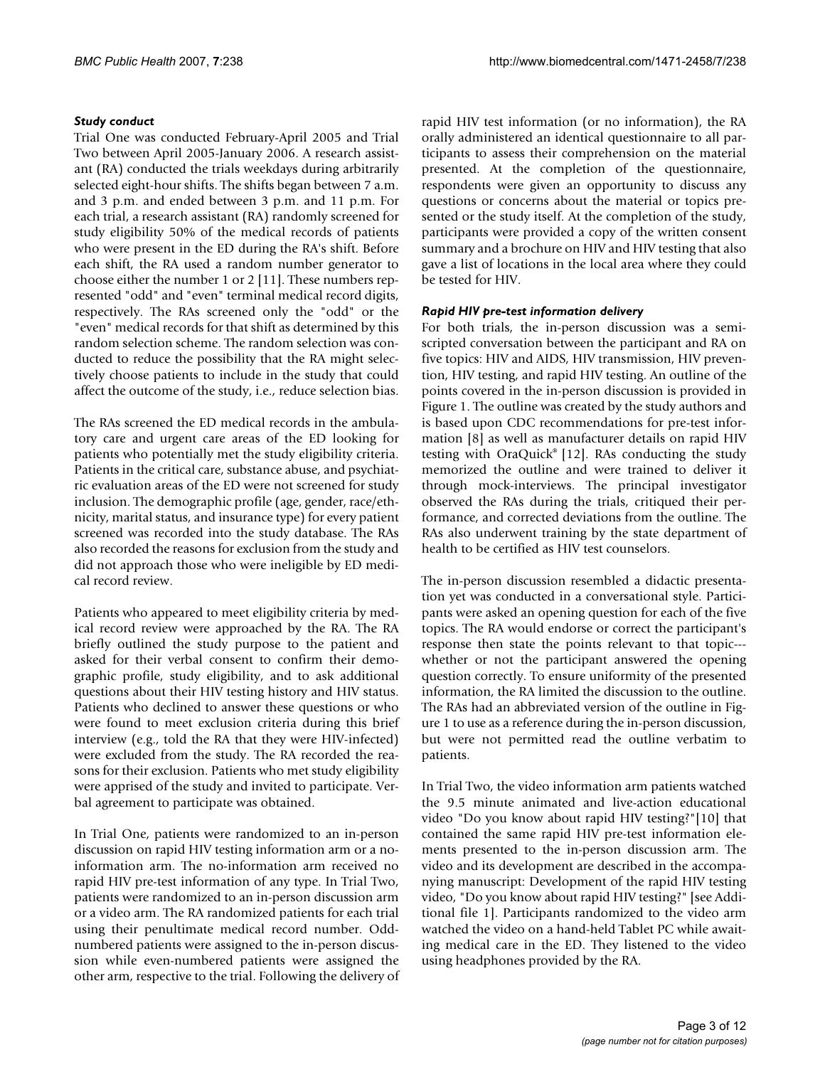### *Study conduct*

Trial One was conducted February-April 2005 and Trial Two between April 2005-January 2006. A research assistant (RA) conducted the trials weekdays during arbitrarily selected eight-hour shifts. The shifts began between 7 a.m. and 3 p.m. and ended between 3 p.m. and 11 p.m. For each trial, a research assistant (RA) randomly screened for study eligibility 50% of the medical records of patients who were present in the ED during the RA's shift. Before each shift, the RA used a random number generator to choose either the number 1 or 2 [11]. These numbers represented "odd" and "even" terminal medical record digits, respectively. The RAs screened only the "odd" or the "even" medical records for that shift as determined by this random selection scheme. The random selection was conducted to reduce the possibility that the RA might selectively choose patients to include in the study that could affect the outcome of the study, i.e., reduce selection bias.

The RAs screened the ED medical records in the ambulatory care and urgent care areas of the ED looking for patients who potentially met the study eligibility criteria. Patients in the critical care, substance abuse, and psychiatric evaluation areas of the ED were not screened for study inclusion. The demographic profile (age, gender, race/ethnicity, marital status, and insurance type) for every patient screened was recorded into the study database. The RAs also recorded the reasons for exclusion from the study and did not approach those who were ineligible by ED medical record review.

Patients who appeared to meet eligibility criteria by medical record review were approached by the RA. The RA briefly outlined the study purpose to the patient and asked for their verbal consent to confirm their demographic profile, study eligibility, and to ask additional questions about their HIV testing history and HIV status. Patients who declined to answer these questions or who were found to meet exclusion criteria during this brief interview (e.g., told the RA that they were HIV-infected) were excluded from the study. The RA recorded the reasons for their exclusion. Patients who met study eligibility were apprised of the study and invited to participate. Verbal agreement to participate was obtained.

In Trial One, patients were randomized to an in-person discussion on rapid HIV testing information arm or a no-information arm. The no-information arm received no rapid HIV pre-test information of any type. In Trial Two, patients were randomized to an in-person discussion arm or a video arm. The RA randomized patients for each trial using their penultimate medical record number. Odd-numbered patients were assigned to the in-person discussion while even-numbered patients were assigned the other arm, respective to the trial. Following the delivery of rapid HIV test information (or no information), the RA orally administered an identical questionnaire to all participants to assess their comprehension on the material presented. At the completion of the questionnaire, respondents were given an opportunity to discuss any questions or concerns about the material or topics presented or the study itself. At the completion of the study, participants were provided a copy of the written consent summary and a brochure on HIV and HIV testing that also gave a list of locations in the local area where they could be tested for HIV.

### *Rapid HIV pre-test information delivery*

For both trials, the in-person discussion was a semi-scripted conversation between the participant and RA on five topics: HIV and AIDS, HIV transmission, HIV prevention, HIV testing, and rapid HIV testing. An outline of the points covered in the in-person discussion is provided in Figure 1. The outline was created by the study authors and is based upon CDC recommendations for pre-test information [8] as well as manufacturer details on rapid HIV testing with OraQuick® [12]. RAs conducting the study memorized the outline and were trained to deliver it through mock-interviews. The principal investigator observed the RAs during the trials, critiqued their performance, and corrected deviations from the outline. The RAs also underwent training by the state department of health to be certified as HIV test counselors.

The in-person discussion resembled a didactic presentation yet was conducted in a conversational style. Participants were asked an opening question for each of the five topics. The RA would endorse or correct the participant's response then state the points relevant to that topic---whether or not the participant answered the opening question correctly. To ensure uniformity of the presented information, the RA limited the discussion to the outline. The RAs had an abbreviated version of the outline in Figure 1 to use as a reference during the in-person discussion, but were not permitted read the outline verbatim to patients.

In Trial Two, the video information arm patients watched the 9.5 minute animated and live-action educational video "Do you know about rapid HIV testing?"[10] that contained the same rapid HIV pre-test information elements presented to the in-person discussion arm. The video and its development are described in the accompanying manuscript: Development of the rapid HIV testing video, "Do you know about rapid HIV testing?" [see Additional file 1]. Participants randomized to the video arm watched the video on a hand-held Tablet PC while awaiting medical care in the ED. They listened to the video using headphones provided by the RA.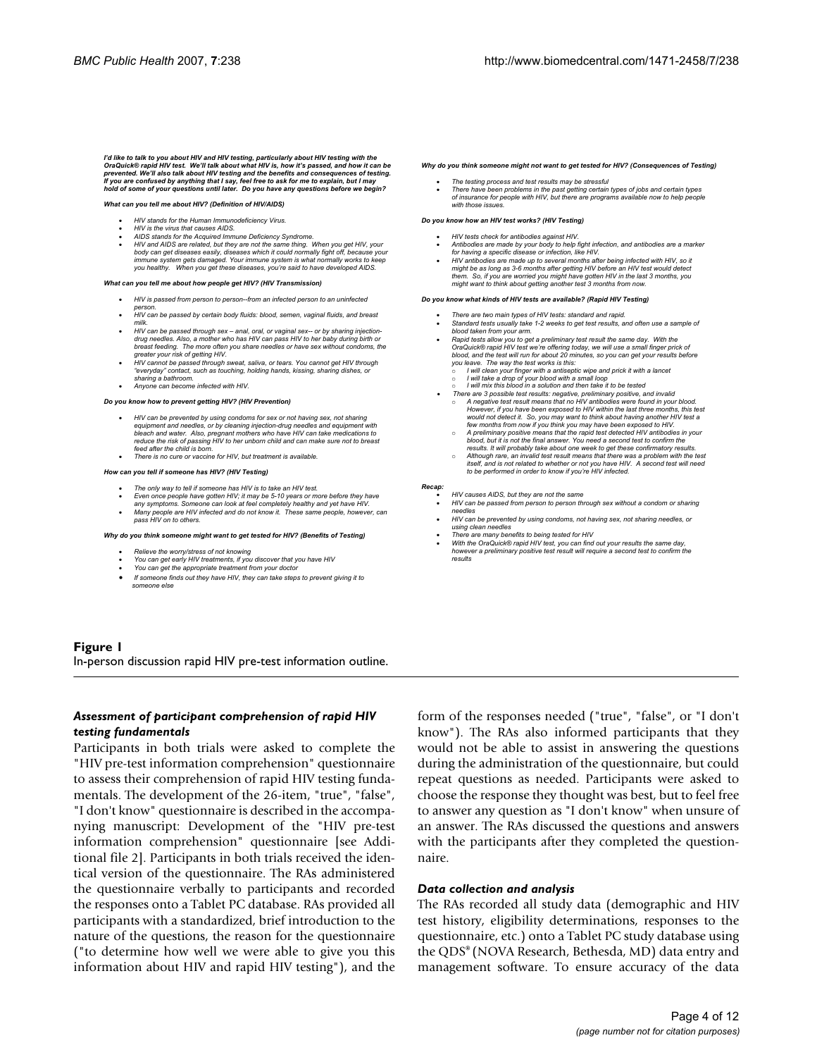*I'd like to talk to you about HIV and HIV testing, particularly about HIV testing with the OraQuick® rapid HIV test. We'll talk about what HIV is, how it's passed, and how it can be prevented. We'll also talk about HIV testing and the benefits and consequences of testing. If you are confused by anything that I say, feel free to ask for me to explain, but I may hold of some of your questions until later. Do you have any questions before we begin?*

*What can you tell me about HIV? (Definition of HIV/AIDS)*

- *HIV stands for the Human Immunodeficiency Virus.*
- *HIV is the virus that causes AIDS.*
- *AIDS stands for the Acquired Immune Deficiency Syndrome.*
- *HIV and AIDS are related, but they are not the same thing. When you get HIV, your body can get diseases easily, diseases which it could normally fight off, because your immune system gets damaged. Your immune system is what normally works to keep you healthy. When you get these diseases, you're said to have developed AIDS.*

*What can you tell me about how people get HIV? (HIV Transmission)*

- *HIV is passed from person to person--from an infected person to an uninfected person.*
- *HIV can be passed by certain body fluids: blood, semen, vaginal fluids, and breast milk.*
- *HIV can be passed through sex – anal, oral, or vaginal sex-- or by sharing injection-drug needles. Also, a mother who has HIV can pass HIV to her baby during birth or breast feeding. The more often you share needles or have sex without condoms, the greater your risk of getting HIV.*
- *HIV cannot be passed through sweat, saliva, or tears. You cannot get HIV through "everyday" contact, such as touching, holding hands, kissing, sharing dishes, or sharing a bathroom.*
- *Anyone can become infected with HIV.*

*Do you know how to prevent getting HIV? (HIV Prevention)*

- *HIV can be prevented by using condoms for sex or not having sex, not sharing equipment and needles, or by cleaning injection-drug needles and equipment with bleach and water. Also, pregnant mothers who have HIV can take medications to reduce the risk of passing HIV to her unborn child and can make sure not to breast feed after the child is born.*
- *There is no cure or vaccine for HIV, but treatment is available.*

*How can you tell if someone has HIV? (HIV Testing)*

- *The only way to tell if someone has HIV is to take an HIV test.*
- *Even once people have gotten HIV; it may be 5-10 years or more before they have any symptoms. Someone can look at feel completely healthy and yet have HIV.*
- *Many people are HIV infected and do not know it. These same people, however, can pass HIV on to others.*

*Why do you think someone might want to get tested for HIV? (Benefits of Testing)*

- *Relieve the worry/stress of not knowing*
- *You can get early HIV treatments, if you discover that you have HIV*
- *You can get the appropriate treatment from your doctor*
- *If someone finds out they have HIV, they can take steps to prevent giving it to someone else*

*Why do you think someone might not want to get tested for HIV? (Consequences of Testing)*

- *The testing process and test results may be stressful*
- *There have been problems in the past getting certain types of jobs and certain types of insurance for people with HIV, but there are programs available now to help people with those issues.*

*Do you know how an HIV test works? (HIV Testing)*

- *HIV tests check for antibodies against HIV.*
- *Antibodies are made by your body to help fight infection, and antibodies are a marker for having a specific disease or infection, like HIV.*
- *HIV antibodies are made up to several months after being infected with HIV, so it might be as long as 3-6 months after getting HIV before an HIV test would detect them. So, if you are worried you might have gotten HIV in the last 3 months, you might want to think about getting another test 3 months from now.*

*Do you know what kinds of HIV tests are available? (Rapid HIV Testing)*

- *There are two main types of HIV tests: standard and rapid.*
- *Standard tests usually take 1-2 weeks to get test results, and often use a sample of blood taken from your arm.*
- *Rapid tests allow you to get a preliminary test result the same day. With the OraQuick® rapid HIV test we're offering today, we will use a small finger prick of blood, and the test will run for about 20 minutes, so you can get your results before you leave. The way the test works is this:*
  - *I will clean your finger with a antiseptic wipe and prick it with a lancet*
  - *I will take a drop of your blood with a small loop*
  - *I will mix this blood in a solution and then take it to be tested*
- *There are 3 possible test results: negative, preliminary positive, and invalid*
  - *A negative test result means that no HIV antibodies were found in your blood. However, if you have been exposed to HIV within the last three months, this test would not detect it. So, you may want to think about having another HIV test a few months from now if you think you may have been exposed to HIV.*
  - *A preliminary positive means that the rapid test detected HIV antibodies in your blood, but it is not the final answer. You need a second test to confirm the results. It will probably take about one week to get these confirmatory results.*
  - *Although rare, an invalid test result means that there was a problem with the test itself, and is not related to whether or not you have HIV. A second test will need to be performed in order to know if you're HIV infected.*

*Recap:*

- *HIV causes AIDS, but they are not the same*
- *HIV can be passed from person to person through sex without a condom or sharing needles*
- *HIV can be prevented by using condoms, not having sex, not sharing needles, or using clean needles*
- *There are many benefits to being tested for HIV*
- *With the OraQuick® rapid HIV test, you can find out your results the same day, however a preliminary positive test result will require a second test to confirm the results*

**Figure 1**
In-person discussion rapid HIV pre-test information outline.

### *Assessment of participant comprehension of rapid HIV testing fundamentals*

Participants in both trials were asked to complete the "HIV pre-test information comprehension" questionnaire to assess their comprehension of rapid HIV testing fundamentals. The development of the 26-item, "true", "false", "I don't know" questionnaire is described in the accompanying manuscript: Development of the "HIV pre-test information comprehension" questionnaire [see Additional file 2]. Participants in both trials received the identical version of the questionnaire. The RAs administered the questionnaire verbally to participants and recorded the responses onto a Tablet PC database. RAs provided all participants with a standardized, brief introduction to the nature of the questions, the reason for the questionnaire ("to determine how well we were able to give you this information about HIV and rapid HIV testing"), and the form of the responses needed ("true", "false", or "I don't know"). The RAs also informed participants that they would not be able to assist in answering the questions during the administration of the questionnaire, but could repeat questions as needed. Participants were asked to choose the response they thought was best, but to feel free to answer any question as "I don't know" when unsure of an answer. The RAs discussed the questions and answers with the participants after they completed the questionnaire.

### *Data collection and analysis*

The RAs recorded all study data (demographic and HIV test history, eligibility determinations, responses to the questionnaire, etc.) onto a Tablet PC study database using the QDS® (NOVA Research, Bethesda, MD) data entry and management software. To ensure accuracy of the data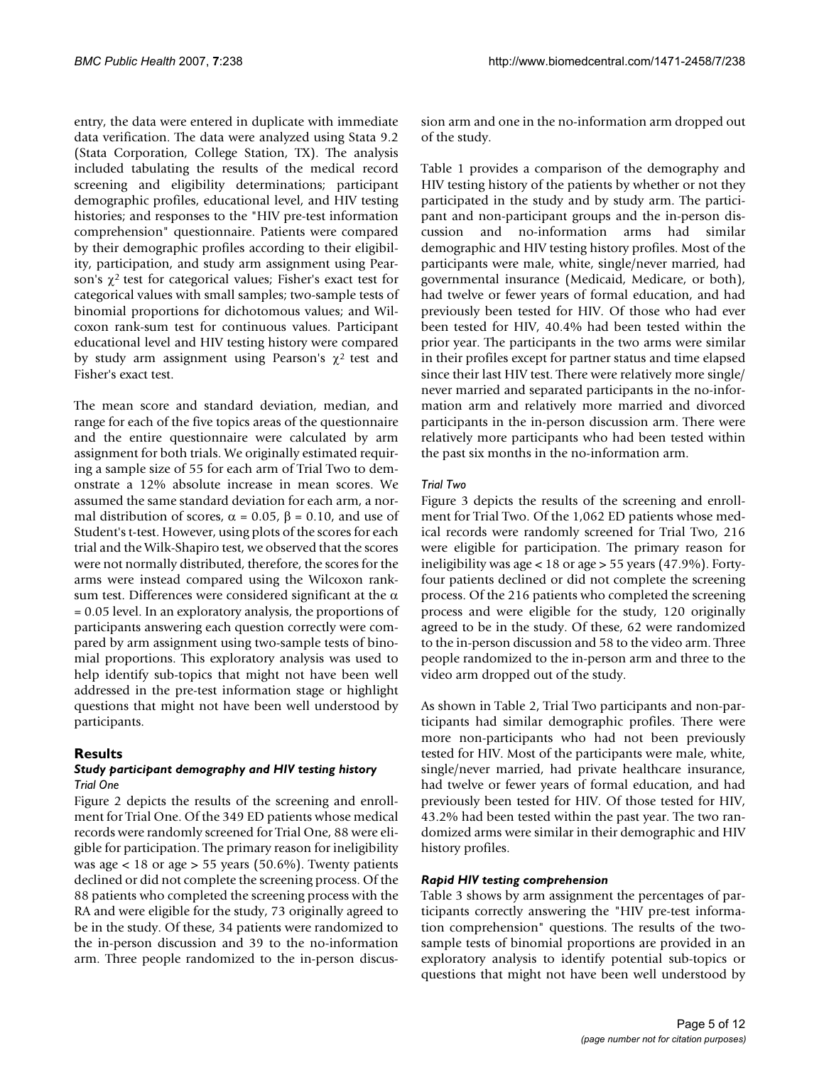entry, the data were entered in duplicate with immediate data verification. The data were analyzed using Stata 9.2 (Stata Corporation, College Station, TX). The analysis included tabulating the results of the medical record screening and eligibility determinations; participant demographic profiles, educational level, and HIV testing histories; and responses to the "HIV pre-test information comprehension" questionnaire. Patients were compared by their demographic profiles according to their eligibility, participation, and study arm assignment using Pearson's $\chi^2$ test for categorical values; Fisher's exact test for categorical values with small samples; two-sample tests of binomial proportions for dichotomous values; and Wilcoxon rank-sum test for continuous values. Participant educational level and HIV testing history were compared by study arm assignment using Pearson's $\chi^2$ test and Fisher's exact test.

The mean score and standard deviation, median, and range for each of the five topics areas of the questionnaire and the entire questionnaire were calculated by arm assignment for both trials. We originally estimated requiring a sample size of 55 for each arm of Trial Two to demonstrate a 12% absolute increase in mean scores. We assumed the same standard deviation for each arm, a normal distribution of scores, $\alpha = 0.05$, $\beta = 0.10$, and use of Student's t-test. However, using plots of the scores for each trial and the Wilk-Shapiro test, we observed that the scores were not normally distributed, therefore, the scores for the arms were instead compared using the Wilcoxon rank-sum test. Differences were considered significant at the $\alpha = 0.05$ level. In an exploratory analysis, the proportions of participants answering each question correctly were compared by arm assignment using two-sample tests of binomial proportions. This exploratory analysis was used to help identify sub-topics that might not have been well addressed in the pre-test information stage or highlight questions that might not have been well understood by participants.

## Results

### *Study participant demography and HIV testing history*

#### *Trial One*

Figure 2 depicts the results of the screening and enrollment for Trial One. Of the 349 ED patients whose medical records were randomly screened for Trial One, 88 were eligible for participation. The primary reason for ineligibility was age < 18 or age > 55 years (50.6%). Twenty patients declined or did not complete the screening process. Of the 88 patients who completed the screening process with the RA and were eligible for the study, 73 originally agreed to be in the study. Of these, 34 patients were randomized to the in-person discussion and 39 to the no-information arm. Three people randomized to the in-person discussion arm and one in the no-information arm dropped out of the study.

Table 1 provides a comparison of the demography and HIV testing history of the patients by whether or not they participated in the study and by study arm. The participant and non-participant groups and the in-person discussion and no-information arms had similar demographic and HIV testing history profiles. Most of the participants were male, white, single/never married, had governmental insurance (Medicaid, Medicare, or both), had twelve or fewer years of formal education, and had previously been tested for HIV. Of those who had ever been tested for HIV, 40.4% had been tested within the prior year. The participants in the two arms were similar in their profiles except for partner status and time elapsed since their last HIV test. There were relatively more single/never married and separated participants in the no-information arm and relatively more married and divorced participants in the in-person discussion arm. There were relatively more participants who had been tested within the past six months in the no-information arm.

#### *Trial Two*

Figure 3 depicts the results of the screening and enrollment for Trial Two. Of the 1,062 ED patients whose medical records were randomly screened for Trial Two, 216 were eligible for participation. The primary reason for ineligibility was age < 18 or age > 55 years (47.9%). Forty-four patients declined or did not complete the screening process. Of the 216 patients who completed the screening process and were eligible for the study, 120 originally agreed to be in the study. Of these, 62 were randomized to the in-person discussion and 58 to the video arm. Three people randomized to the in-person arm and three to the video arm dropped out of the study.

As shown in Table 2, Trial Two participants and non-participants had similar demographic profiles. There were more non-participants who had not been previously tested for HIV. Most of the participants were male, white, single/never married, had private healthcare insurance, had twelve or fewer years of formal education, and had previously been tested for HIV. Of those tested for HIV, 43.2% had been tested within the past year. The two randomized arms were similar in their demographic and HIV history profiles.

### *Rapid HIV testing comprehension*

Table 3 shows by arm assignment the percentages of participants correctly answering the "HIV pre-test information comprehension" questions. The results of the two-sample tests of binomial proportions are provided in an exploratory analysis to identify potential sub-topics or questions that might not have been well understood by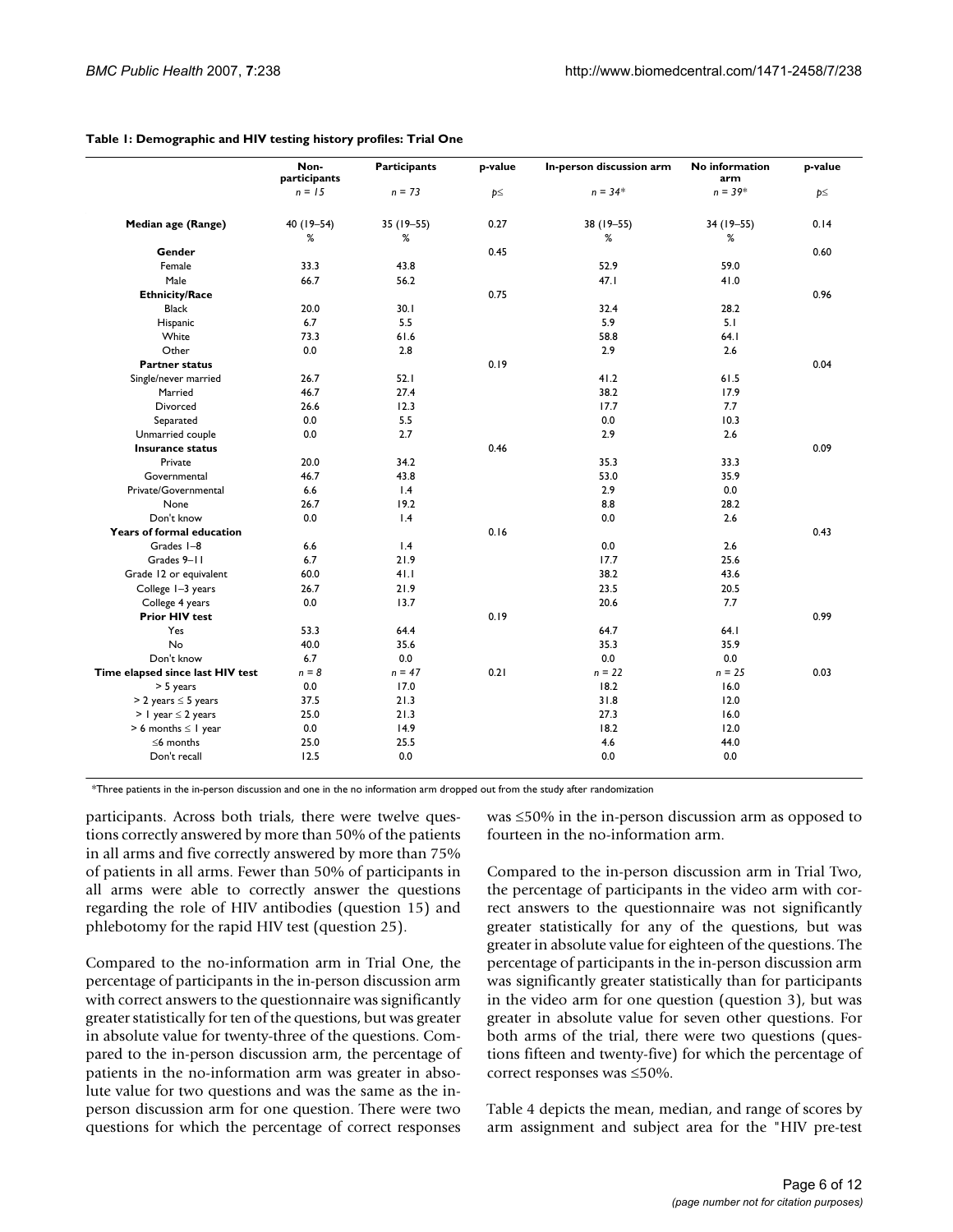**Table 1: Demographic and HIV testing history profiles: Trial One**

| | Non-participants | Participants | p-value | In-person discussion arm | No information arm | p-value |
|---|---|---|---|---|---|---|
| | *n* = 15 | *n* = 73 | *p*≤ | *n* = 34* | *n* = 39* | *p*≤ |
| **Median age (Range)** | 40 (19–54) | 35 (19–55) | 0.27 | 38 (19–55) | 34 (19–55) | 0.14 |
| | % | % | | % | % | |
| **Gender** | | | 0.45 | | | 0.60 |
| Female | 33.3 | 43.8 | | 52.9 | 59.0 | |
| Male | 66.7 | 56.2 | | 47.1 | 41.0 | |
| **Ethnicity/Race** | | | 0.75 | | | 0.96 |
| Black | 20.0 | 30.1 | | 32.4 | 28.2 | |
| Hispanic | 6.7 | 5.5 | | 5.9 | 5.1 | |
| White | 73.3 | 61.6 | | 58.8 | 64.1 | |
| Other | 0.0 | 2.8 | | 2.9 | 2.6 | |
| **Partner status** | | | 0.19 | | | 0.04 |
| Single/never married | 26.7 | 52.1 | | 41.2 | 61.5 | |
| Married | 46.7 | 27.4 | | 38.2 | 17.9 | |
| Divorced | 26.6 | 12.3 | | 17.7 | 7.7 | |
| Separated | 0.0 | 5.5 | | 0.0 | 10.3 | |
| Unmarried couple | 0.0 | 2.7 | | 2.9 | 2.6 | |
| **Insurance status** | | | 0.46 | | | 0.09 |
| Private | 20.0 | 34.2 | | 35.3 | 33.3 | |
| Governmental | 46.7 | 43.8 | | 53.0 | 35.9 | |
| Private/Governmental | 6.6 | 1.4 | | 2.9 | 0.0 | |
| None | 26.7 | 19.2 | | 8.8 | 28.2 | |
| Don't know | 0.0 | 1.4 | | 0.0 | 2.6 | |
| **Years of formal education** | | | 0.16 | | | 0.43 |
| Grades 1–8 | 6.6 | 1.4 | | 0.0 | 2.6 | |
| Grades 9–11 | 6.7 | 21.9 | | 17.7 | 25.6 | |
| Grade 12 or equivalent | 60.0 | 41.1 | | 38.2 | 43.6 | |
| College 1–3 years | 26.7 | 21.9 | | 23.5 | 20.5 | |
| College 4 years | 0.0 | 13.7 | | 20.6 | 7.7 | |
| **Prior HIV test** | | | 0.19 | | | 0.99 |
| Yes | 53.3 | 64.4 | | 64.7 | 64.1 | |
| No | 40.0 | 35.6 | | 35.3 | 35.9 | |
| Don't know | 6.7 | 0.0 | | 0.0 | 0.0 | |
| **Time elapsed since last HIV test** | *n* = 8 | *n* = 47 | 0.21 | *n* = 22 | *n* = 25 | 0.03 |
| > 5 years | 0.0 | 17.0 | | 18.2 | 16.0 | |
| > 2 years ≤ 5 years | 37.5 | 21.3 | | 31.8 | 12.0 | |
| > 1 year ≤ 2 years | 25.0 | 21.3 | | 27.3 | 16.0 | |
| > 6 months ≤ 1 year | 0.0 | 14.9 | | 18.2 | 12.0 | |
| ≤6 months | 25.0 | 25.5 | | 4.6 | 44.0 | |
| Don't recall | 12.5 | 0.0 | | 0.0 | 0.0 | |

*Three patients in the in-person discussion and one in the no information arm dropped out from the study after randomization

participants. Across both trials, there were twelve questions correctly answered by more than 50% of the patients in all arms and five correctly answered by more than 75% of patients in all arms. Fewer than 50% of participants in all arms were able to correctly answer the questions regarding the role of HIV antibodies (question 15) and phlebotomy for the rapid HIV test (question 25).

Compared to the no-information arm in Trial One, the percentage of participants in the in-person discussion arm with correct answers to the questionnaire was significantly greater statistically for ten of the questions, but was greater in absolute value for twenty-three of the questions. Compared to the in-person discussion arm, the percentage of patients in the no-information arm was greater in absolute value for two questions and was the same as the in-person discussion arm for one question. There were two questions for which the percentage of correct responses was ≤50% in the in-person discussion arm as opposed to fourteen in the no-information arm.

Compared to the in-person discussion arm in Trial Two, the percentage of participants in the video arm with correct answers to the questionnaire was not significantly greater statistically for any of the questions, but was greater in absolute value for eighteen of the questions. The percentage of participants in the in-person discussion arm was significantly greater statistically than for participants in the video arm for one question (question 3), but was greater in absolute value for seven other questions. For both arms of the trial, there were two questions (questions fifteen and twenty-five) for which the percentage of correct responses was ≤50%.

Table 4 depicts the mean, median, and range of scores by arm assignment and subject area for the "HIV pre-test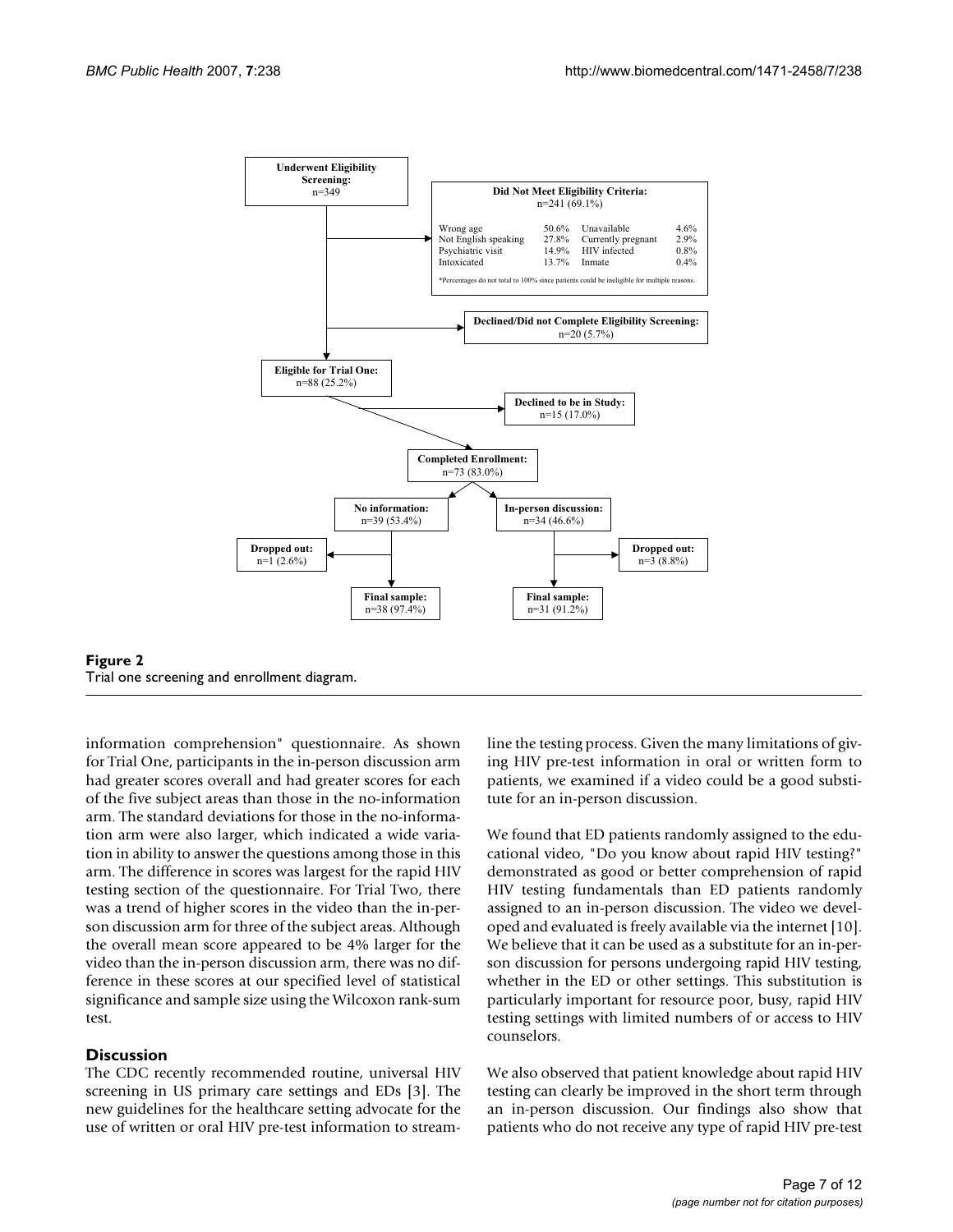**Underwent Eligibility Screening:**
n=349

**Did Not Meet Eligibility Criteria:**
n=241 (69.1%)

| | | | |
|---|---|---|---|
| Wrong age | 50.6% | Unavailable | 4.6% |
| Not English speaking | 27.8% | Currently pregnant | 2.9% |
| Psychiatric visit | 14.9% | HIV infected | 0.8% |
| Intoxicated | 13.7% | Inmate | 0.4% |

*Percentages do not total to 100% since patients could be ineligible for multiple reasons.

**Declined/Did not Complete Eligibility Screening:**
n=20 (5.7%)

**Eligible for Trial One:**
n=88 (25.2%)

**Declined to be in Study:**
n=15 (17.0%)

**Completed Enrollment:**
n=73 (83.0%)

**No information:**
n=39 (53.4%)

**In-person discussion:**
n=34 (46.6%)

**Dropped out:**
n=1 (2.6%)

**Dropped out:**
n=3 (8.8%)

**Final sample:**
n=38 (97.4%)

**Final sample:**
n=31 (91.2%)

**Figure 2**
Trial one screening and enrollment diagram.

information comprehension" questionnaire. As shown for Trial One, participants in the in-person discussion arm had greater scores overall and had greater scores for each of the five subject areas than those in the no-information arm. The standard deviations for those in the no-information arm were also larger, which indicated a wide variation in ability to answer the questions among those in this arm. The difference in scores was largest for the rapid HIV testing section of the questionnaire. For Trial Two, there was a trend of higher scores in the video than the in-person discussion arm for three of the subject areas. Although the overall mean score appeared to be 4% larger for the video than the in-person discussion arm, there was no difference in these scores at our specified level of statistical significance and sample size using the Wilcoxon rank-sum test.

## Discussion

The CDC recently recommended routine, universal HIV screening in US primary care settings and EDs [3]. The new guidelines for the healthcare setting advocate for the use of written or oral HIV pre-test information to streamline the testing process. Given the many limitations of giving HIV pre-test information in oral or written form to patients, we examined if a video could be a good substitute for an in-person discussion.

We found that ED patients randomly assigned to the educational video, "Do you know about rapid HIV testing?" demonstrated as good or better comprehension of rapid HIV testing fundamentals than ED patients randomly assigned to an in-person discussion. The video we developed and evaluated is freely available via the internet [10]. We believe that it can be used as a substitute for an in-person discussion for persons undergoing rapid HIV testing, whether in the ED or other settings. This substitution is particularly important for resource poor, busy, rapid HIV testing settings with limited numbers of or access to HIV counselors.

We also observed that patient knowledge about rapid HIV testing can clearly be improved in the short term through an in-person discussion. Our findings also show that patients who do not receive any type of rapid HIV pre-test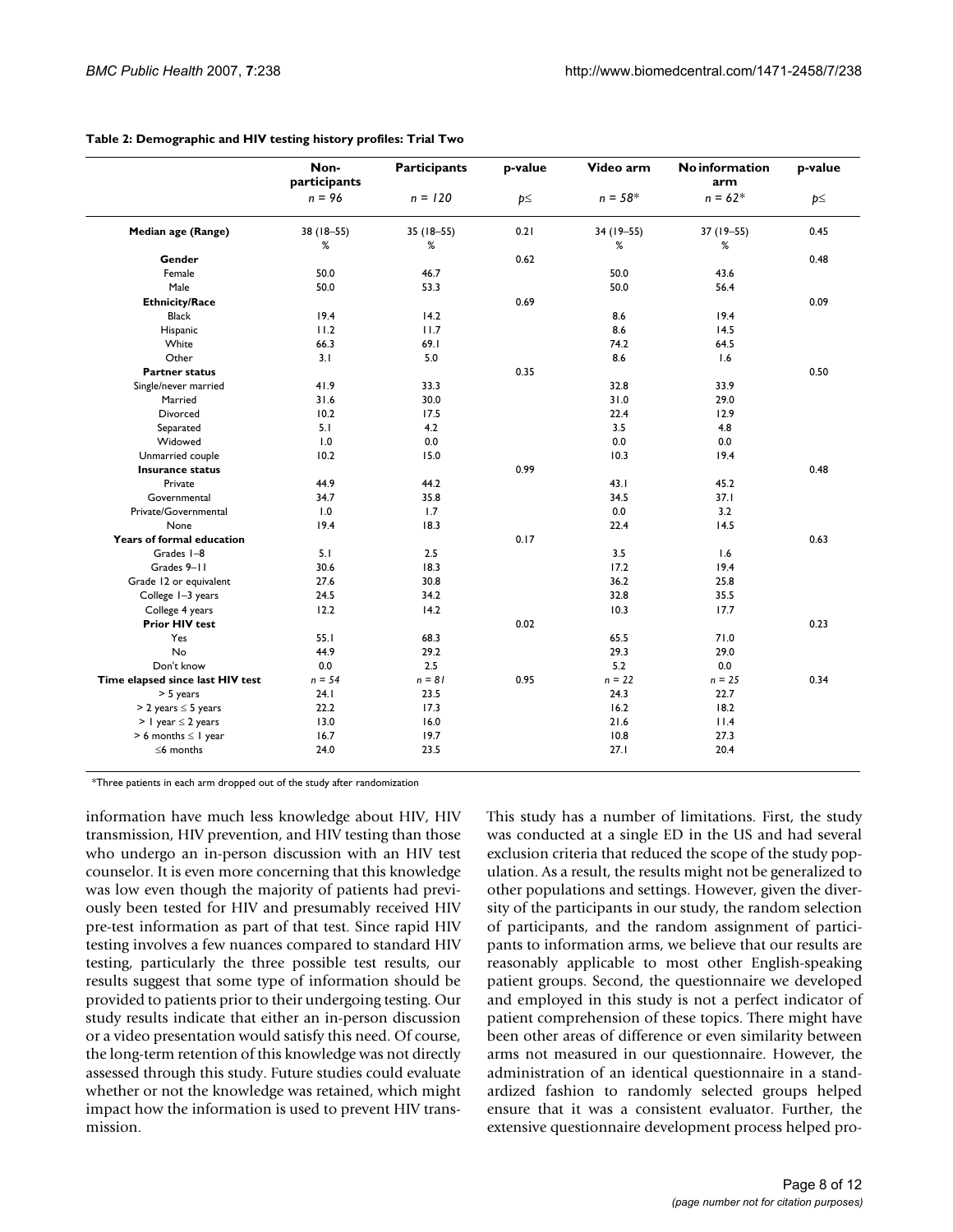**Table 2: Demographic and HIV testing history profiles: Trial Two**

| | Non-participants | Participants | p-value | Video arm | No information arm | p-value |
|---|---|---|---|---|---|---|
| | $n = 96$ | $n = 120$ | $p\leq$ | $n = 58$* | $n = 62$* | $p\leq$ |
| **Median age (Range)** | 38 (18–55) | 35 (18–55) | 0.21 | 34 (19–55) | 37 (19–55) | 0.45 |
| | % | % | | % | % | |
| **Gender** | | | 0.62 | | | 0.48 |
| Female | 50.0 | 46.7 | | 50.0 | 43.6 | |
| Male | 50.0 | 53.3 | | 50.0 | 56.4 | |
| **Ethnicity/Race** | | | 0.69 | | | 0.09 |
| Black | 19.4 | 14.2 | | 8.6 | 19.4 | |
| Hispanic | 11.2 | 11.7 | | 8.6 | 14.5 | |
| White | 66.3 | 69.1 | | 74.2 | 64.5 | |
| Other | 3.1 | 5.0 | | 8.6 | 1.6 | |
| **Partner status** | | | 0.35 | | | 0.50 |
| Single/never married | 41.9 | 33.3 | | 32.8 | 33.9 | |
| Married | 31.6 | 30.0 | | 31.0 | 29.0 | |
| Divorced | 10.2 | 17.5 | | 22.4 | 12.9 | |
| Separated | 5.1 | 4.2 | | 3.5 | 4.8 | |
| Widowed | 1.0 | 0.0 | | 0.0 | 0.0 | |
| Unmarried couple | 10.2 | 15.0 | | 10.3 | 19.4 | |
| **Insurance status** | | | 0.99 | | | 0.48 |
| Private | 44.9 | 44.2 | | 43.1 | 45.2 | |
| Governmental | 34.7 | 35.8 | | 34.5 | 37.1 | |
| Private/Governmental | 1.0 | 1.7 | | 0.0 | 3.2 | |
| None | 19.4 | 18.3 | | 22.4 | 14.5 | |
| **Years of formal education** | | | 0.17 | | | 0.63 |
| Grades 1–8 | 5.1 | 2.5 | | 3.5 | 1.6 | |
| Grades 9–11 | 30.6 | 18.3 | | 17.2 | 19.4 | |
| Grade 12 or equivalent | 27.6 | 30.8 | | 36.2 | 25.8 | |
| College 1–3 years | 24.5 | 34.2 | | 32.8 | 35.5 | |
| College 4 years | 12.2 | 14.2 | | 10.3 | 17.7 | |
| **Prior HIV test** | | | 0.02 | | | 0.23 |
| Yes | 55.1 | 68.3 | | 65.5 | 71.0 | |
| No | 44.9 | 29.2 | | 29.3 | 29.0 | |
| Don't know | 0.0 | 2.5 | | 5.2 | 0.0 | |
| **Time elapsed since last HIV test** | $n = 54$ | $n = 81$ | 0.95 | $n = 22$ | $n = 25$ | 0.34 |
| > 5 years | 24.1 | 23.5 | | 24.3 | 22.7 | |
| > 2 years ≤ 5 years | 22.2 | 17.3 | | 16.2 | 18.2 | |
| > 1 year ≤ 2 years | 13.0 | 16.0 | | 21.6 | 11.4 | |
| > 6 months ≤ 1 year | 16.7 | 19.7 | | 10.8 | 27.3 | |
| ≤6 months | 24.0 | 23.5 | | 27.1 | 20.4 | |

*Three patients in each arm dropped out of the study after randomization

information have much less knowledge about HIV, HIV transmission, HIV prevention, and HIV testing than those who undergo an in-person discussion with an HIV test counselor. It is even more concerning that this knowledge was low even though the majority of patients had previously been tested for HIV and presumably received HIV pre-test information as part of that test. Since rapid HIV testing involves a few nuances compared to standard HIV testing, particularly the three possible test results, our results suggest that some type of information should be provided to patients prior to their undergoing testing. Our study results indicate that either an in-person discussion or a video presentation would satisfy this need. Of course, the long-term retention of this knowledge was not directly assessed through this study. Future studies could evaluate whether or not the knowledge was retained, which might impact how the information is used to prevent HIV transmission.

This study has a number of limitations. First, the study was conducted at a single ED in the US and had several exclusion criteria that reduced the scope of the study population. As a result, the results might not be generalized to other populations and settings. However, given the diversity of the participants in our study, the random selection of participants, and the random assignment of participants to information arms, we believe that our results are reasonably applicable to most other English-speaking patient groups. Second, the questionnaire we developed and employed in this study is not a perfect indicator of patient comprehension of these topics. There might have been other areas of difference or even similarity between arms not measured in our questionnaire. However, the administration of an identical questionnaire in a standardized fashion to randomly selected groups helped ensure that it was a consistent evaluator. Further, the extensive questionnaire development process helped pro-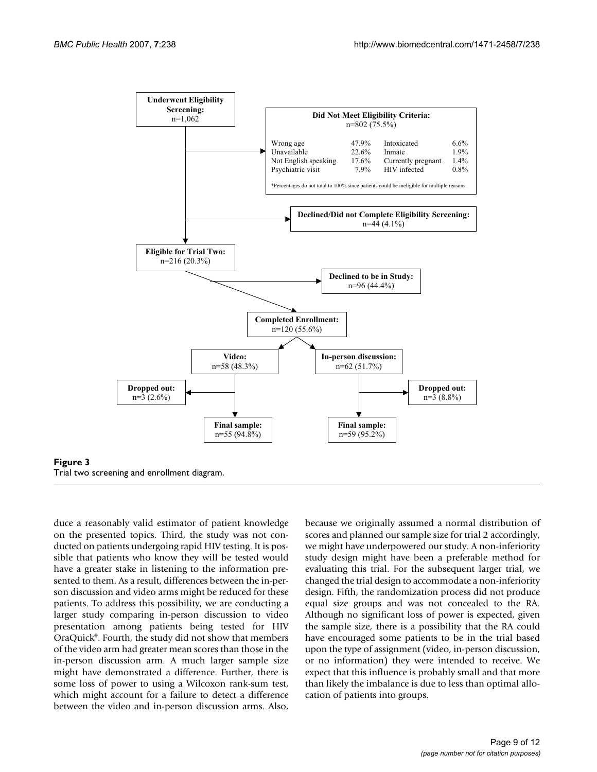Underwent Eligibility Screening:
n=1,062

Did Not Meet Eligibility Criteria:
n=802 (75.5%)

| | | | |
|---|---|---|---|
| Wrong age | 47.9% | Intoxicated | 6.6% |
| Unavailable | 22.6% | Inmate | 1.9% |
| Not English speaking | 17.6% | Currently pregnant | 1.4% |
| Psychiatric visit | 7.9% | HIV infected | 0.8% |

*Percentages do not total to 100% since patients could be ineligible for multiple reasons.

Declined/Did not Complete Eligibility Screening:
n=44 (4.1%)

Eligible for Trial Two:
n=216 (20.3%)

Declined to be in Study:
n=96 (44.4%)

Completed Enrollment:
n=120 (55.6%)

Video:
n=58 (48.3%)

In-person discussion:
n=62 (51.7%)

Dropped out:
n=3 (2.6%)

Dropped out:
n=3 (8.8%)

Final sample:
n=55 (94.8%)

Final sample:
n=59 (95.2%)

**Figure 3**
Trial two screening and enrollment diagram.

duce a reasonably valid estimator of patient knowledge on the presented topics. Third, the study was not conducted on patients undergoing rapid HIV testing. It is possible that patients who know they will be tested would have a greater stake in listening to the information presented to them. As a result, differences between the in-person discussion and video arms might be reduced for these patients. To address this possibility, we are conducting a larger study comparing in-person discussion to video presentation among patients being tested for HIV OraQuick®. Fourth, the study did not show that members of the video arm had greater mean scores than those in the in-person discussion arm. A much larger sample size might have demonstrated a difference. Further, there is some loss of power to using a Wilcoxon rank-sum test, which might account for a failure to detect a difference between the video and in-person discussion arms. Also, because we originally assumed a normal distribution of scores and planned our sample size for trial 2 accordingly, we might have underpowered our study. A non-inferiority study design might have been a preferable method for evaluating this trial. For the subsequent larger trial, we changed the trial design to accommodate a non-inferiority design. Fifth, the randomization process did not produce equal size groups and was not concealed to the RA. Although no significant loss of power is expected, given the sample size, there is a possibility that the RA could have encouraged some patients to be in the trial based upon the type of assignment (video, in-person discussion, or no information) they were intended to receive. We expect that this influence is probably small and that more than likely the imbalance is due to less than optimal allocation of patients into groups.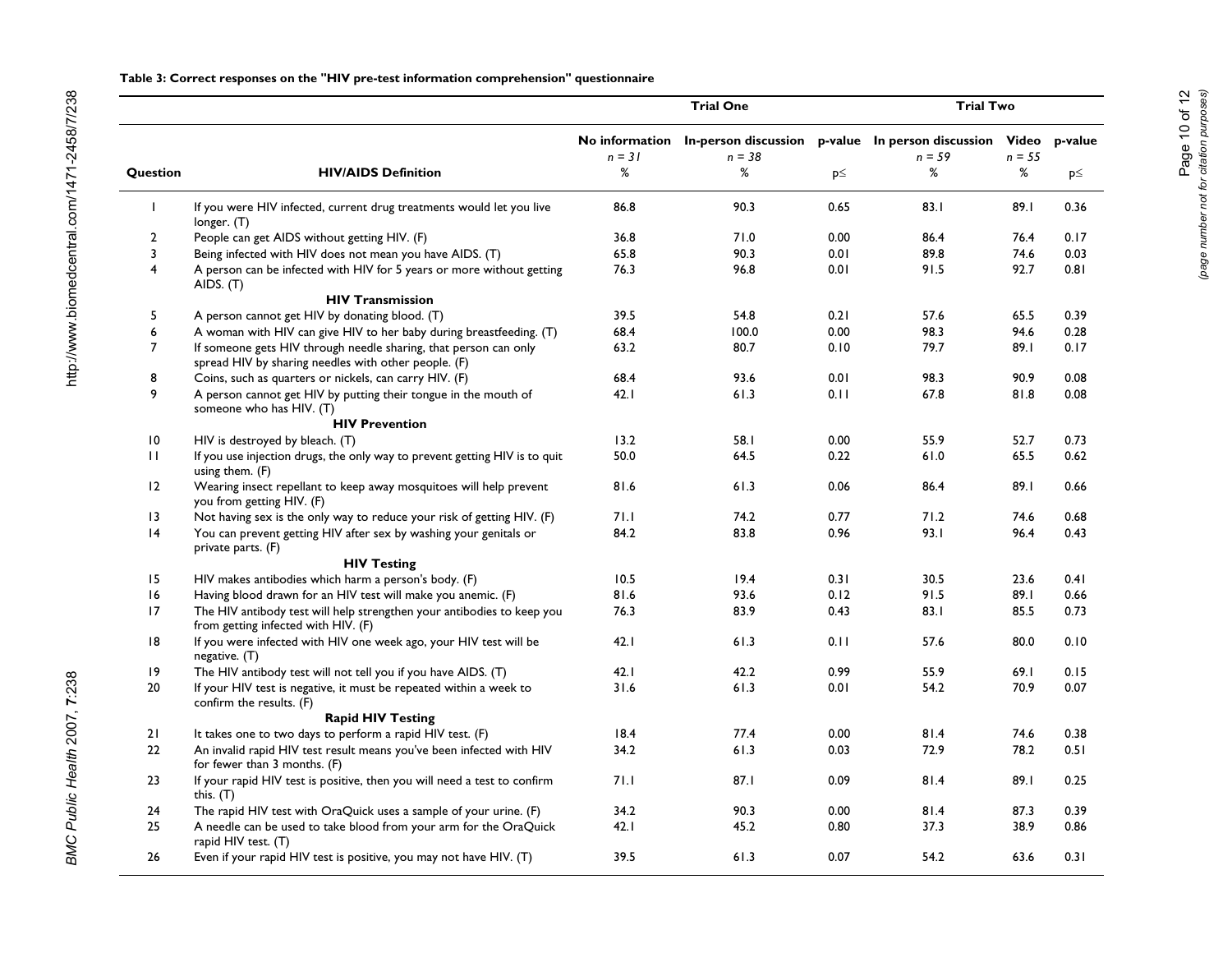**Table 3: Correct responses on the "HIV pre-test information comprehension" questionnaire**

| | | Trial One | | | Trial Two | | |
|---|---|---|---|---|---|---|---|
| | | No information *n = 31* | In-person discussion *n = 38* | p-value | In person discussion *n = 59* | Video *n = 55* | p-value |
| Question | HIV/AIDS Definition | % | % | p≤ | % | % | p≤ |
| 1 | If you were HIV infected, current drug treatments would let you live longer. (T) | 86.8 | 90.3 | 0.65 | 83.1 | 89.1 | 0.36 |
| 2 | People can get AIDS without getting HIV. (F) | 36.8 | 71.0 | 0.00 | 86.4 | 76.4 | 0.17 |
| 3 | Being infected with HIV does not mean you have AIDS. (T) | 65.8 | 90.3 | 0.01 | 89.8 | 74.6 | 0.03 |
| 4 | A person can be infected with HIV for 5 years or more without getting AIDS. (T) | 76.3 | 96.8 | 0.01 | 91.5 | 92.7 | 0.81 |
| | **HIV Transmission** | | | | | | |
| 5 | A person cannot get HIV by donating blood. (T) | 39.5 | 54.8 | 0.21 | 57.6 | 65.5 | 0.39 |
| 6 | A woman with HIV can give HIV to her baby during breastfeeding. (T) | 68.4 | 100.0 | 0.00 | 98.3 | 94.6 | 0.28 |
| 7 | If someone gets HIV through needle sharing, that person can only spread HIV by sharing needles with other people. (F) | 63.2 | 80.7 | 0.10 | 79.7 | 89.1 | 0.17 |
| 8 | Coins, such as quarters or nickels, can carry HIV. (F) | 68.4 | 93.6 | 0.01 | 98.3 | 90.9 | 0.08 |
| 9 | A person cannot get HIV by putting their tongue in the mouth of someone who has HIV. (T) | 42.1 | 61.3 | 0.11 | 67.8 | 81.8 | 0.08 |
| | **HIV Prevention** | | | | | | |
| 10 | HIV is destroyed by bleach. (T) | 13.2 | 58.1 | 0.00 | 55.9 | 52.7 | 0.73 |
| 11 | If you use injection drugs, the only way to prevent getting HIV is to quit using them. (F) | 50.0 | 64.5 | 0.22 | 61.0 | 65.5 | 0.62 |
| 12 | Wearing insect repellant to keep away mosquitoes will help prevent you from getting HIV. (F) | 81.6 | 61.3 | 0.06 | 86.4 | 89.1 | 0.66 |
| 13 | Not having sex is the only way to reduce your risk of getting HIV. (F) | 71.1 | 74.2 | 0.77 | 71.2 | 74.6 | 0.68 |
| 14 | You can prevent getting HIV after sex by washing your genitals or private parts. (F) | 84.2 | 83.8 | 0.96 | 93.1 | 96.4 | 0.43 |
| | **HIV Testing** | | | | | | |
| 15 | HIV makes antibodies which harm a person's body. (F) | 10.5 | 19.4 | 0.31 | 30.5 | 23.6 | 0.41 |
| 16 | Having blood drawn for an HIV test will make you anemic. (F) | 81.6 | 93.6 | 0.12 | 91.5 | 89.1 | 0.66 |
| 17 | The HIV antibody test will help strengthen your antibodies to keep you from getting infected with HIV. (F) | 76.3 | 83.9 | 0.43 | 83.1 | 85.5 | 0.73 |
| 18 | If you were infected with HIV one week ago, your HIV test will be negative. (T) | 42.1 | 61.3 | 0.11 | 57.6 | 80.0 | 0.10 |
| 19 | The HIV antibody test will not tell you if you have AIDS. (T) | 42.1 | 42.2 | 0.99 | 55.9 | 69.1 | 0.15 |
| 20 | If your HIV test is negative, it must be repeated within a week to confirm the results. (F) | 31.6 | 61.3 | 0.01 | 54.2 | 70.9 | 0.07 |
| | **Rapid HIV Testing** | | | | | | |
| 21 | It takes one to two days to perform a rapid HIV test. (F) | 18.4 | 77.4 | 0.00 | 81.4 | 74.6 | 0.38 |
| 22 | An invalid rapid HIV test result means you've been infected with HIV for fewer than 3 months. (F) | 34.2 | 61.3 | 0.03 | 72.9 | 78.2 | 0.51 |
| 23 | If your rapid HIV test is positive, then you will need a test to confirm this. (T) | 71.1 | 87.1 | 0.09 | 81.4 | 89.1 | 0.25 |
| 24 | The rapid HIV test with OraQuick uses a sample of your urine. (F) | 34.2 | 90.3 | 0.00 | 81.4 | 87.3 | 0.39 |
| 25 | A needle can be used to take blood from your arm for the OraQuick rapid HIV test. (T) | 42.1 | 45.2 | 0.80 | 37.3 | 38.9 | 0.86 |
| 26 | Even if your rapid HIV test is positive, you may not have HIV. (T) | 39.5 | 61.3 | 0.07 | 54.2 | 63.6 | 0.31 |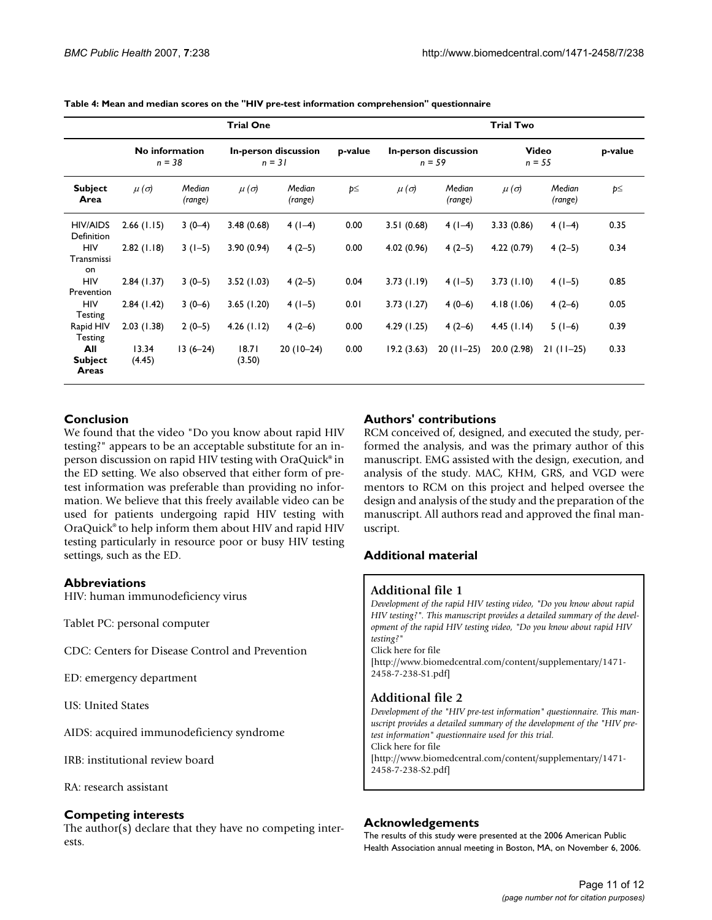**Table 4: Mean and median scores on the "HIV pre-test information comprehension" questionnaire**

| | Trial One | | | | | Trial Two | | | | |
|---|---|---|---|---|---|---|---|---|---|---|
| | No information *n* = 38 | | In-person discussion *n* = 31 | | p-value | In-person discussion *n* = 59 | | Video *n* = 55 | | p-value |
| **Subject Area** | $\mu$ ($\sigma$) | *Median (range)* | $\mu$ ($\sigma$) | *Median (range)* | $p \leq$ | $\mu$ ($\sigma$) | *Median (range)* | $\mu$ ($\sigma$) | *Median (range)* | $p \leq$ |
| HIV/AIDS Definition | 2.66 (1.15) | 3 (0–4) | 3.48 (0.68) | 4 (1–4) | 0.00 | 3.51 (0.68) | 4 (1–4) | 3.33 (0.86) | 4 (1–4) | 0.35 |
| HIV Transmission | 2.82 (1.18) | 3 (1–5) | 3.90 (0.94) | 4 (2–5) | 0.00 | 4.02 (0.96) | 4 (2–5) | 4.22 (0.79) | 4 (2–5) | 0.34 |
| HIV Prevention | 2.84 (1.37) | 3 (0–5) | 3.52 (1.03) | 4 (2–5) | 0.04 | 3.73 (1.19) | 4 (1–5) | 3.73 (1.10) | 4 (1–5) | 0.85 |
| HIV Testing | 2.84 (1.42) | 3 (0–6) | 3.65 (1.20) | 4 (1–5) | 0.01 | 3.73 (1.27) | 4 (0–6) | 4.18 (1.06) | 4 (2–6) | 0.05 |
| Rapid HIV Testing | 2.03 (1.38) | 2 (0–5) | 4.26 (1.12) | 4 (2–6) | 0.00 | 4.29 (1.25) | 4 (2–6) | 4.45 (1.14) | 5 (1–6) | 0.39 |
| **All Subject Areas** | 13.34 (4.45) | 13 (6–24) | 18.71 (3.50) | 20 (10–24) | 0.00 | 19.2 (3.63) | 20 (11–25) | 20.0 (2.98) | 21 (11–25) | 0.33 |

## Conclusion

We found that the video "Do you know about rapid HIV testing?" appears to be an acceptable substitute for an in-person discussion on rapid HIV testing with OraQuick® in the ED setting. We also observed that either form of pre-test information was preferable than providing no information. We believe that this freely available video can be used for patients undergoing rapid HIV testing with OraQuick® to help inform them about HIV and rapid HIV testing particularly in resource poor or busy HIV testing settings, such as the ED.

## Abbreviations

HIV: human immunodeficiency virus

Tablet PC: personal computer

CDC: Centers for Disease Control and Prevention

ED: emergency department

US: United States

AIDS: acquired immunodeficiency syndrome

IRB: institutional review board

RA: research assistant

## Competing interests

The author(s) declare that they have no competing interests.

## Authors' contributions

RCM conceived of, designed, and executed the study, performed the analysis, and was the primary author of this manuscript. EMG assisted with the design, execution, and analysis of the study. MAC, KHM, GRS, and VGD were mentors to RCM on this project and helped oversee the design and analysis of the study and the preparation of the manuscript. All authors read and approved the final manuscript.

## Additional material

### Additional file 1

*Development of the rapid HIV testing video, "Do you know about rapid HIV testing?". This manuscript provides a detailed summary of the development of the rapid HIV testing video, "Do you know about rapid HIV testing?"*
Click here for file
[http://www.biomedcentral.com/content/supplementary/1471-2458-7-238-S1.pdf]

### Additional file 2

*Development of the "HIV pre-test information" questionnaire. This manuscript provides a detailed summary of the development of the "HIV pre-test information" questionnaire used for this trial.*
Click here for file
[http://www.biomedcentral.com/content/supplementary/1471-2458-7-238-S2.pdf]

## Acknowledgements

The results of this study were presented at the 2006 American Public Health Association annual meeting in Boston, MA, on November 6, 2006.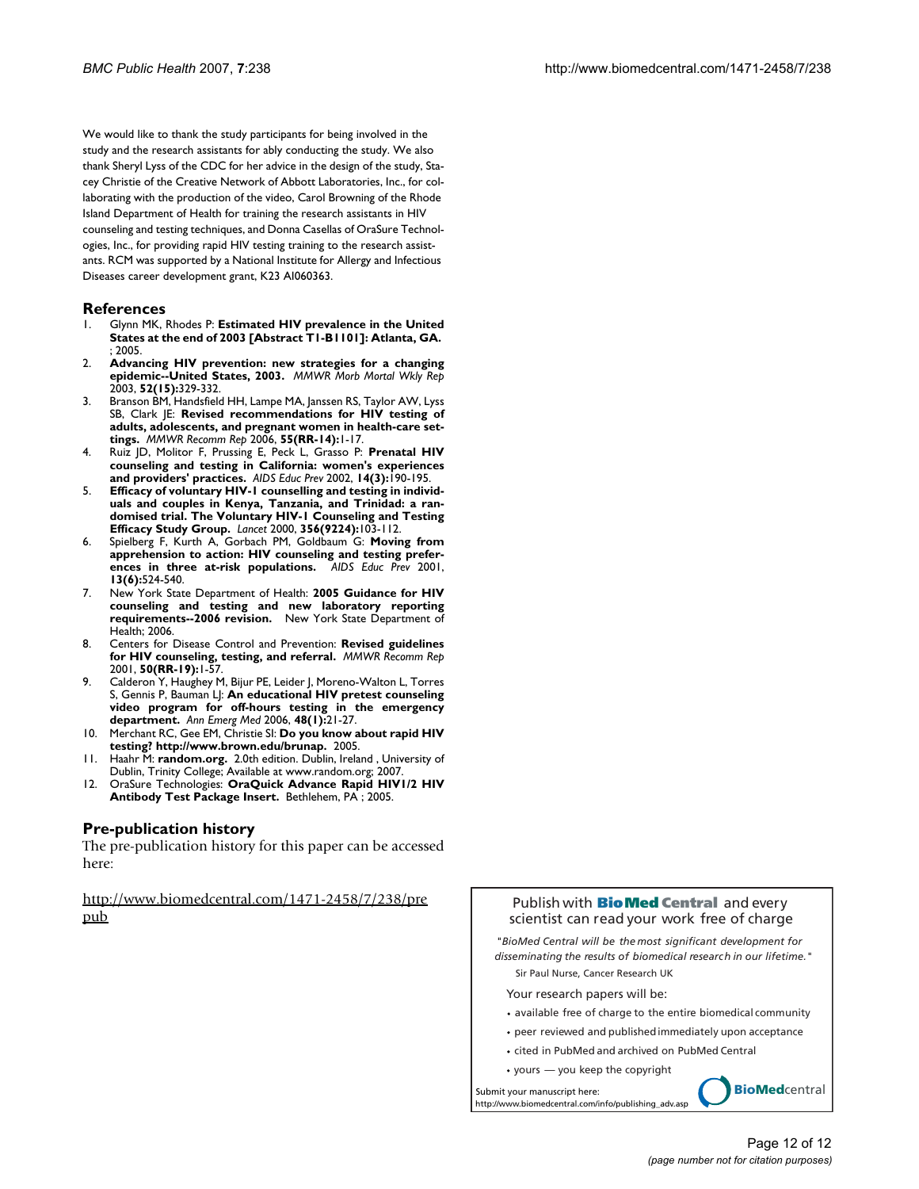We would like to thank the study participants for being involved in the study and the research assistants for ably conducting the study. We also thank Sheryl Lyss of the CDC for her advice in the design of the study, Stacey Christie of the Creative Network of Abbott Laboratories, Inc., for collaborating with the production of the video, Carol Browning of the Rhode Island Department of Health for training the research assistants in HIV counseling and testing techniques, and Donna Casellas of OraSure Technologies, Inc., for providing rapid HIV testing training to the research assistants. RCM was supported by a National Institute for Allergy and Infectious Diseases career development grant, K23 AI060363.

## References

1. Glynn MK, Rhodes P: **Estimated HIV prevalence in the United States at the end of 2003 [Abstract T1-B1101]: Atlanta, GA.** ; 2005.
2. **Advancing HIV prevention: new strategies for a changing epidemic--United States, 2003.** *MMWR Morb Mortal Wkly Rep* 2003, **52(15):**329-332.
3. Branson BM, Handsfield HH, Lampe MA, Janssen RS, Taylor AW, Lyss SB, Clark JE: **Revised recommendations for HIV testing of adults, adolescents, and pregnant women in health-care settings.** *MMWR Recomm Rep* 2006, **55(RR-14):**1-17.
4. Ruiz JD, Molitor F, Prussing E, Peck L, Grasso P: **Prenatal HIV counseling and testing in California: women's experiences and providers' practices.** *AIDS Educ Prev* 2002, **14(3):**190-195.
5. **Efficacy of voluntary HIV-1 counselling and testing in individuals and couples in Kenya, Tanzania, and Trinidad: a randomised trial. The Voluntary HIV-1 Counseling and Testing Efficacy Study Group.** *Lancet* 2000, **356(9224):**103-112.
6. Spielberg F, Kurth A, Gorbach PM, Goldbaum G: **Moving from apprehension to action: HIV counseling and testing preferences in three at-risk populations.** *AIDS Educ Prev* 2001, **13(6):**524-540.
7. New York State Department of Health: **2005 Guidance for HIV counseling and testing and new laboratory reporting requirements--2006 revision.** New York State Department of Health; 2006.
8. Centers for Disease Control and Prevention: **Revised guidelines for HIV counseling, testing, and referral.** *MMWR Recomm Rep* 2001, **50(RR-19):**1-57.
9. Calderon Y, Haughey M, Bijur PE, Leider J, Moreno-Walton L, Torres S, Gennis P, Bauman LJ: **An educational HIV pretest counseling video program for off-hours testing in the emergency department.** *Ann Emerg Med* 2006, **48(1):**21-27.
10. Merchant RC, Gee EM, Christie SI: **Do you know about rapid HIV testing? http://www.brown.edu/brunap.** 2005.
11. Haahr M: **random.org.** 2.0th edition. Dublin, Ireland , University of Dublin, Trinity College; Available at www.random.org; 2007.
12. OraSure Technologies: **OraQuick Advance Rapid HIV1/2 HIV Antibody Test Package Insert.** Bethlehem, PA ; 2005.

## Pre-publication history

The pre-publication history for this paper can be accessed here:

http://www.biomedcentral.com/1471-2458/7/238/prepub

Publish with **BioMed Central** and every scientist can read your work free of charge

*"BioMed Central will be the most significant development for disseminating the results of biomedical research in our lifetime."*
Sir Paul Nurse, Cancer Research UK

Your research papers will be:

- available free of charge to the entire biomedical community
- peer reviewed and published immediately upon acceptance
- cited in PubMed and archived on PubMed Central
- yours — you keep the copyright

Submit your manuscript here:
http://www.biomedcentral.com/info/publishing_adv.asp

**BioMed**central